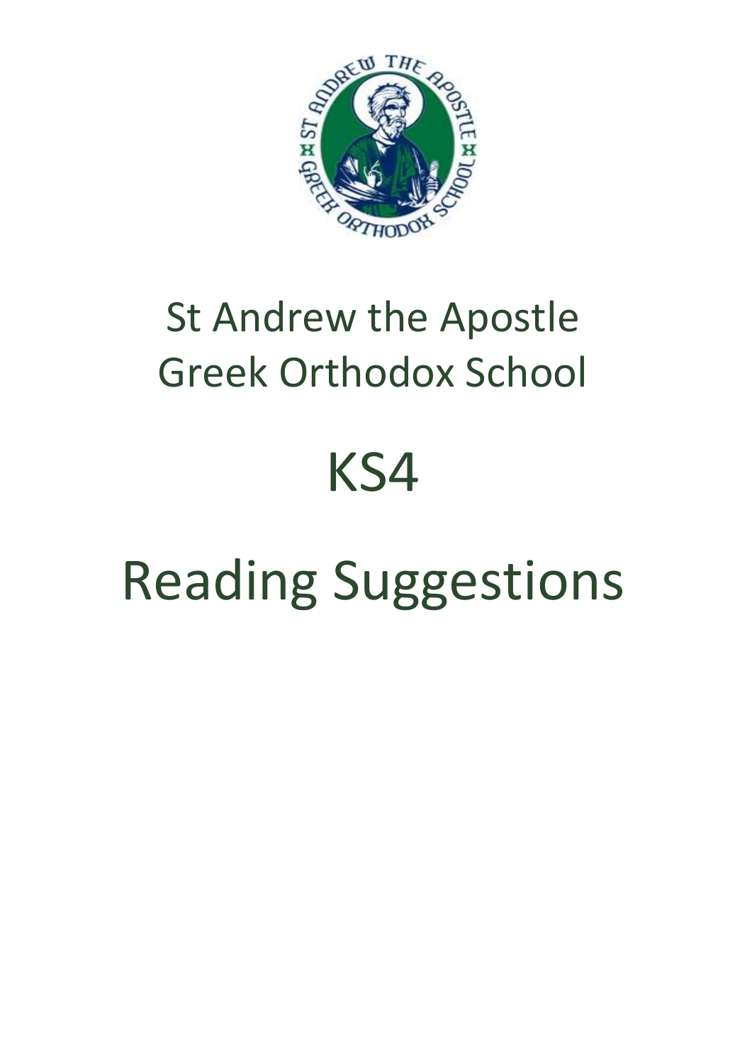# St Andrew the Apostle Greek Orthodox School

# KS4

# Reading Suggestions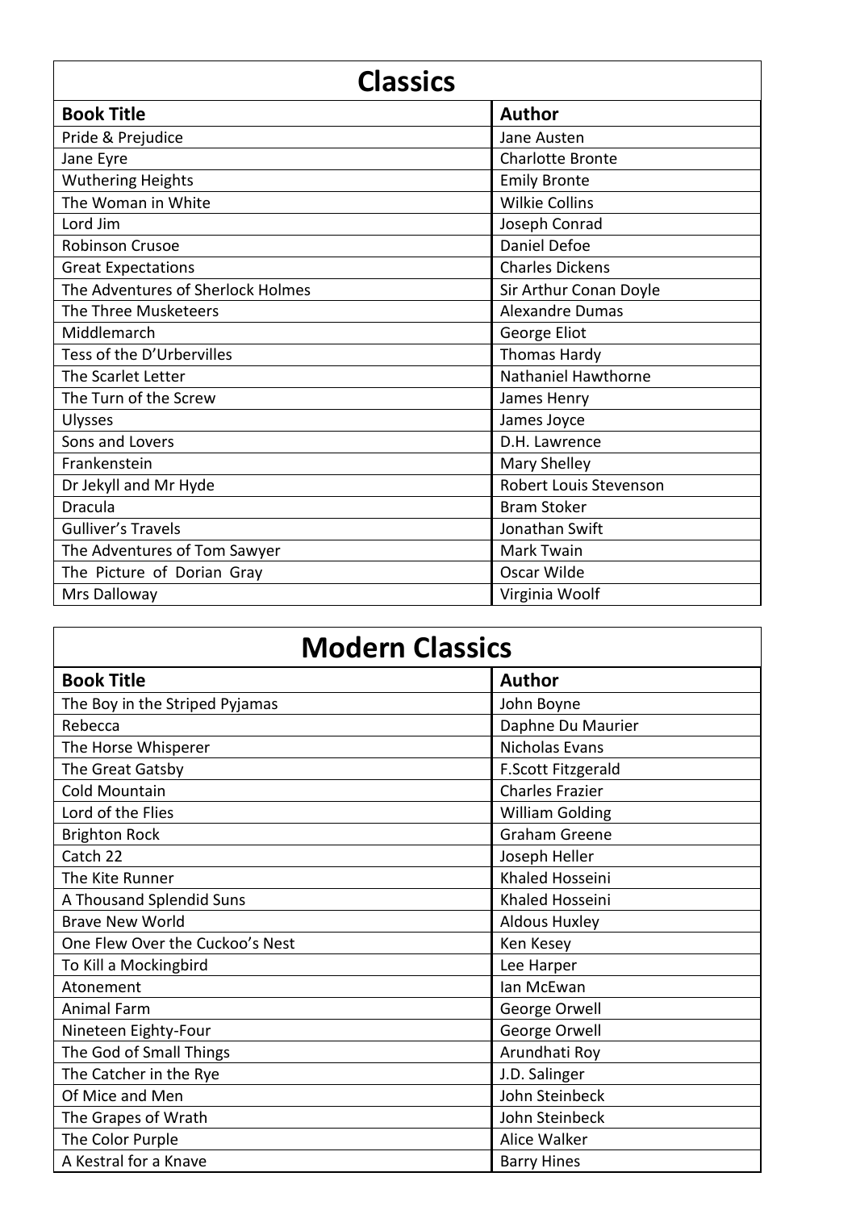## Classics

| Book Title | Author |
| --- | --- |
| Pride & Prejudice | Jane Austen |
| Jane Eyre | Charlotte Bronte |
| Wuthering Heights | Emily Bronte |
| The Woman in White | Wilkie Collins |
| Lord Jim | Joseph Conrad |
| Robinson Crusoe | Daniel Defoe |
| Great Expectations | Charles Dickens |
| The Adventures of Sherlock Holmes | Sir Arthur Conan Doyle |
| The Three Musketeers | Alexandre Dumas |
| Middlemarch | George Eliot |
| Tess of the D'Urbervilles | Thomas Hardy |
| The Scarlet Letter | Nathaniel Hawthorne |
| The Turn of the Screw | James Henry |
| Ulysses | James Joyce |
| Sons and Lovers | D.H. Lawrence |
| Frankenstein | Mary Shelley |
| Dr Jekyll and Mr Hyde | Robert Louis Stevenson |
| Dracula | Bram Stoker |
| Gulliver's Travels | Jonathan Swift |
| The Adventures of Tom Sawyer | Mark Twain |
| The Picture of Dorian Gray | Oscar Wilde |
| Mrs Dalloway | Virginia Woolf |

## Modern Classics

| Book Title | Author |
| --- | --- |
| The Boy in the Striped Pyjamas | John Boyne |
| Rebecca | Daphne Du Maurier |
| The Horse Whisperer | Nicholas Evans |
| The Great Gatsby | F.Scott Fitzgerald |
| Cold Mountain | Charles Frazier |
| Lord of the Flies | William Golding |
| Brighton Rock | Graham Greene |
| Catch 22 | Joseph Heller |
| The Kite Runner | Khaled Hosseini |
| A Thousand Splendid Suns | Khaled Hosseini |
| Brave New World | Aldous Huxley |
| One Flew Over the Cuckoo's Nest | Ken Kesey |
| To Kill a Mockingbird | Lee Harper |
| Atonement | Ian McEwan |
| Animal Farm | George Orwell |
| Nineteen Eighty-Four | George Orwell |
| The God of Small Things | Arundhati Roy |
| The Catcher in the Rye | J.D. Salinger |
| Of Mice and Men | John Steinbeck |
| The Grapes of Wrath | John Steinbeck |
| The Color Purple | Alice Walker |
| A Kestral for a Knave | Barry Hines |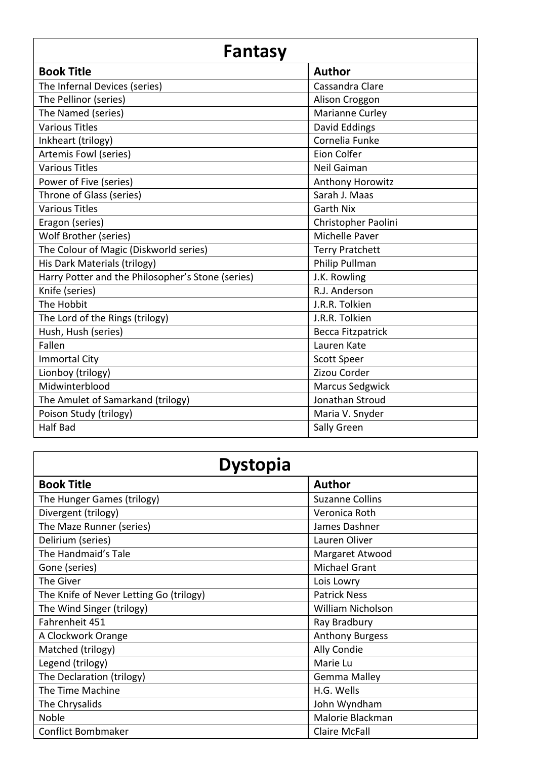## Fantasy

| Book Title | Author |
|---|---|
| The Infernal Devices (series) | Cassandra Clare |
| The Pellinor (series) | Alison Croggon |
| The Named (series) | Marianne Curley |
| Various Titles | David Eddings |
| Inkheart (trilogy) | Cornelia Funke |
| Artemis Fowl (series) | Eion Colfer |
| Various Titles | Neil Gaiman |
| Power of Five (series) | Anthony Horowitz |
| Throne of Glass (series) | Sarah J. Maas |
| Various Titles | Garth Nix |
| Eragon (series) | Christopher Paolini |
| Wolf Brother (series) | Michelle Paver |
| The Colour of Magic (Diskworld series) | Terry Pratchett |
| His Dark Materials (trilogy) | Philip Pullman |
| Harry Potter and the Philosopher's Stone (series) | J.K. Rowling |
| Knife (series) | R.J. Anderson |
| The Hobbit | J.R.R. Tolkien |
| The Lord of the Rings (trilogy) | J.R.R. Tolkien |
| Hush, Hush (series) | Becca Fitzpatrick |
| Fallen | Lauren Kate |
| Immortal City | Scott Speer |
| Lionboy (trilogy) | Zizou Corder |
| Midwinterblood | Marcus Sedgwick |
| The Amulet of Samarkand (trilogy) | Jonathan Stroud |
| Poison Study (trilogy) | Maria V. Snyder |
| Half Bad | Sally Green |

## Dystopia

| Book Title | Author |
|---|---|
| The Hunger Games (trilogy) | Suzanne Collins |
| Divergent (trilogy) | Veronica Roth |
| The Maze Runner (series) | James Dashner |
| Delirium (series) | Lauren Oliver |
| The Handmaid's Tale | Margaret Atwood |
| Gone (series) | Michael Grant |
| The Giver | Lois Lowry |
| The Knife of Never Letting Go (trilogy) | Patrick Ness |
| The Wind Singer (trilogy) | William Nicholson |
| Fahrenheit 451 | Ray Bradbury |
| A Clockwork Orange | Anthony Burgess |
| Matched (trilogy) | Ally Condie |
| Legend (trilogy) | Marie Lu |
| The Declaration (trilogy) | Gemma Malley |
| The Time Machine | H.G. Wells |
| The Chrysalids | John Wyndham |
| Noble | Malorie Blackman |
| Conflict Bombmaker | Claire McFall |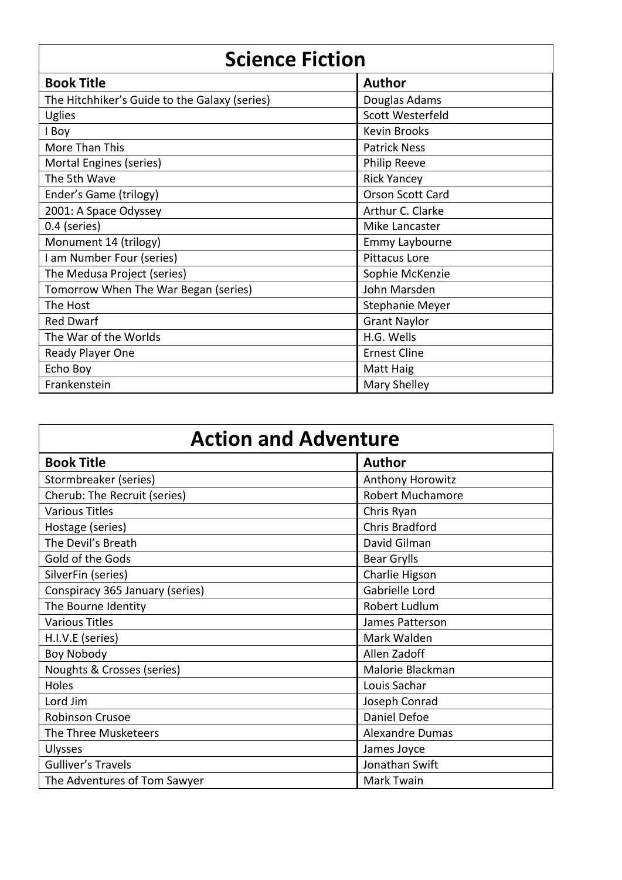## Science Fiction

| Book Title | Author |
| --- | --- |
| The Hitchhiker's Guide to the Galaxy (series) | Douglas Adams |
| Uglies | Scott Westerfeld |
| I Boy | Kevin Brooks |
| More Than This | Patrick Ness |
| Mortal Engines (series) | Philip Reeve |
| The 5th Wave | Rick Yancey |
| Ender's Game (trilogy) | Orson Scott Card |
| 2001: A Space Odyssey | Arthur C. Clarke |
| 0.4 (series) | Mike Lancaster |
| Monument 14 (trilogy) | Emmy Laybourne |
| I am Number Four (series) | Pittacus Lore |
| The Medusa Project (series) | Sophie McKenzie |
| Tomorrow When The War Began (series) | John Marsden |
| The Host | Stephanie Meyer |
| Red Dwarf | Grant Naylor |
| The War of the Worlds | H.G. Wells |
| Ready Player One | Ernest Cline |
| Echo Boy | Matt Haig |
| Frankenstein | Mary Shelley |

## Action and Adventure

| Book Title | Author |
| --- | --- |
| Stormbreaker (series) | Anthony Horowitz |
| Cherub: The Recruit (series) | Robert Muchamore |
| Various Titles | Chris Ryan |
| Hostage (series) | Chris Bradford |
| The Devil's Breath | David Gilman |
| Gold of the Gods | Bear Grylls |
| SilverFin (series) | Charlie Higson |
| Conspiracy 365 January (series) | Gabrielle Lord |
| The Bourne Identity | Robert Ludlum |
| Various Titles | James Patterson |
| H.I.V.E (series) | Mark Walden |
| Boy Nobody | Allen Zadoff |
| Noughts & Crosses (series) | Malorie Blackman |
| Holes | Louis Sachar |
| Lord Jim | Joseph Conrad |
| Robinson Crusoe | Daniel Defoe |
| The Three Musketeers | Alexandre Dumas |
| Ulysses | James Joyce |
| Gulliver's Travels | Jonathan Swift |
| The Adventures of Tom Sawyer | Mark Twain |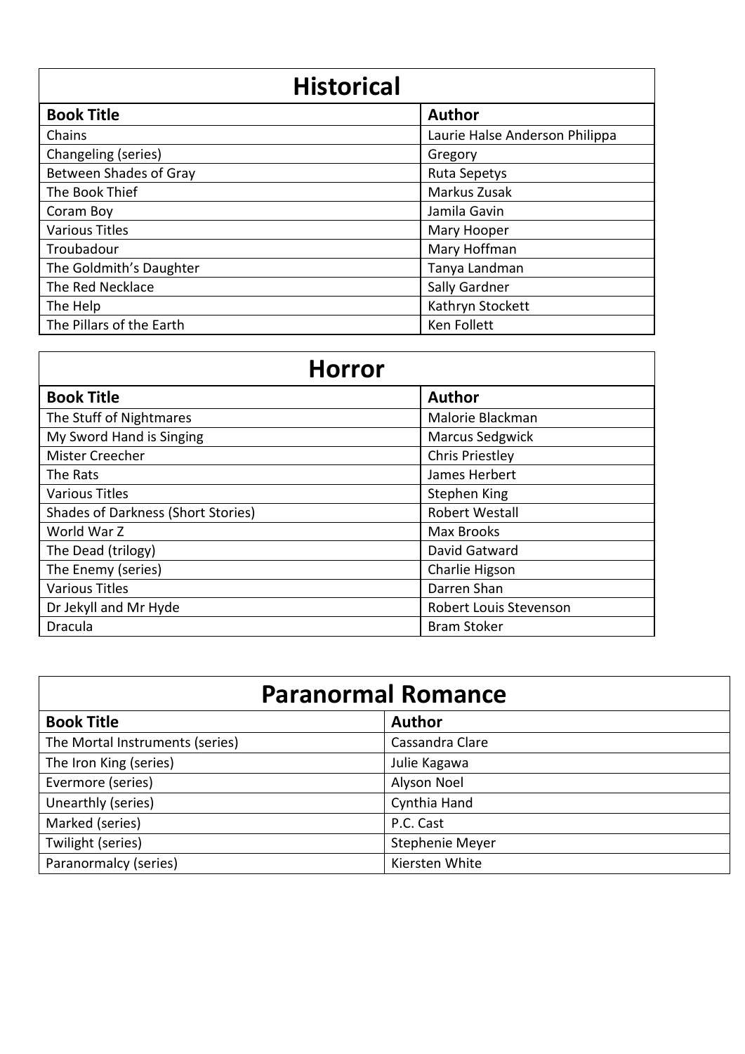## Historical

| Book Title | Author |
|---|---|
| Chains | Laurie Halse Anderson Philippa |
| Changeling (series) | Gregory |
| Between Shades of Gray | Ruta Sepetys |
| The Book Thief | Markus Zusak |
| Coram Boy | Jamila Gavin |
| Various Titles | Mary Hooper |
| Troubadour | Mary Hoffman |
| The Goldmith's Daughter | Tanya Landman |
| The Red Necklace | Sally Gardner |
| The Help | Kathryn Stockett |
| The Pillars of the Earth | Ken Follett |

## Horror

| Book Title | Author |
|---|---|
| The Stuff of Nightmares | Malorie Blackman |
| My Sword Hand is Singing | Marcus Sedgwick |
| Mister Creecher | Chris Priestley |
| The Rats | James Herbert |
| Various Titles | Stephen King |
| Shades of Darkness (Short Stories) | Robert Westall |
| World War Z | Max Brooks |
| The Dead (trilogy) | David Gatward |
| The Enemy (series) | Charlie Higson |
| Various Titles | Darren Shan |
| Dr Jekyll and Mr Hyde | Robert Louis Stevenson |
| Dracula | Bram Stoker |

## Paranormal Romance

| Book Title | Author |
|---|---|
| The Mortal Instruments (series) | Cassandra Clare |
| The Iron King (series) | Julie Kagawa |
| Evermore (series) | Alyson Noel |
| Unearthly (series) | Cynthia Hand |
| Marked (series) | P.C. Cast |
| Twilight (series) | Stephenie Meyer |
| Paranormalcy (series) | Kiersten White |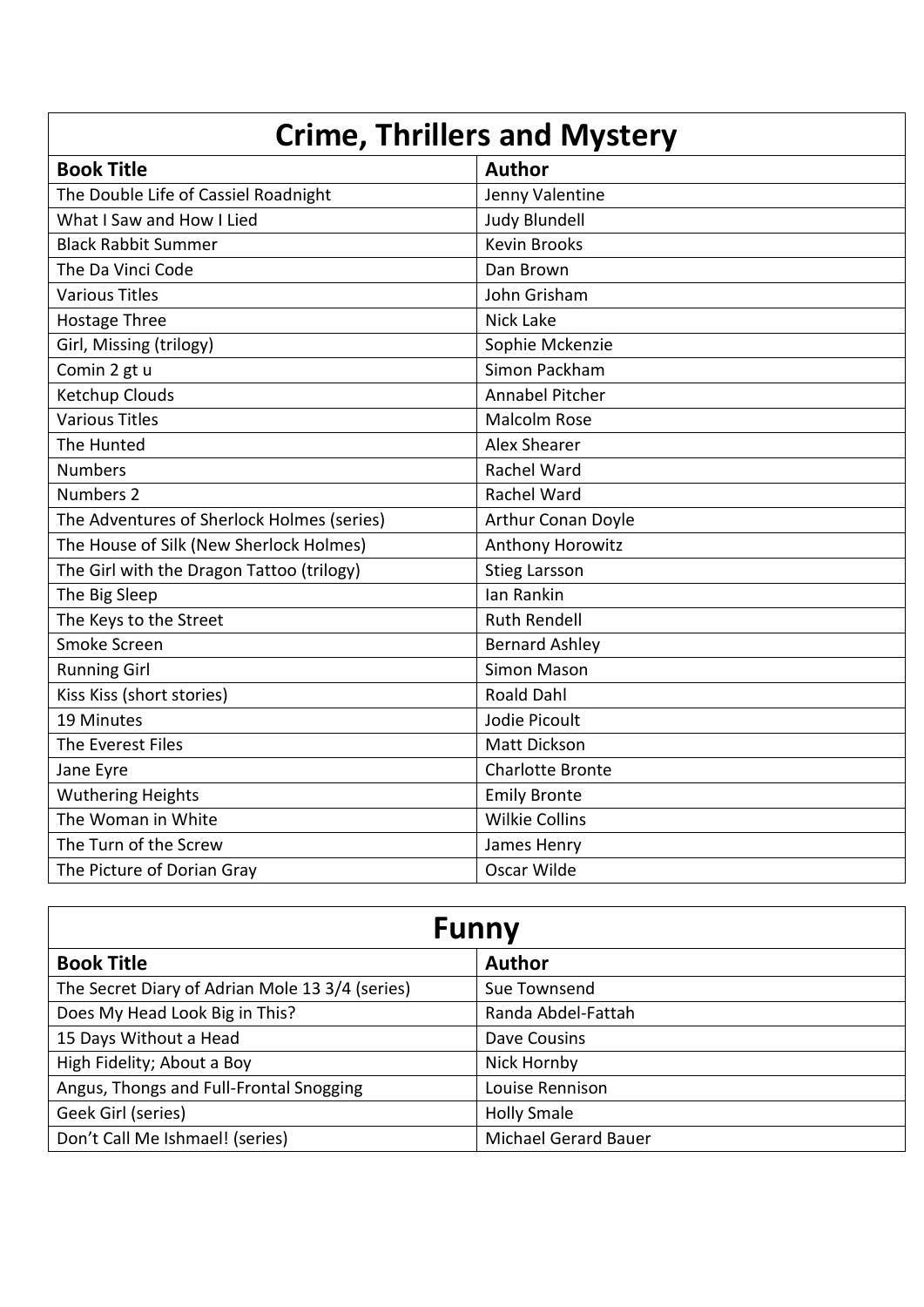## Crime, Thrillers and Mystery

| Book Title | Author |
|---|---|
| The Double Life of Cassiel Roadnight | Jenny Valentine |
| What I Saw and How I Lied | Judy Blundell |
| Black Rabbit Summer | Kevin Brooks |
| The Da Vinci Code | Dan Brown |
| Various Titles | John Grisham |
| Hostage Three | Nick Lake |
| Girl, Missing (trilogy) | Sophie Mckenzie |
| Comin 2 gt u | Simon Packham |
| Ketchup Clouds | Annabel Pitcher |
| Various Titles | Malcolm Rose |
| The Hunted | Alex Shearer |
| Numbers | Rachel Ward |
| Numbers 2 | Rachel Ward |
| The Adventures of Sherlock Holmes (series) | Arthur Conan Doyle |
| The House of Silk (New Sherlock Holmes) | Anthony Horowitz |
| The Girl with the Dragon Tattoo (trilogy) | Stieg Larsson |
| The Big Sleep | Ian Rankin |
| The Keys to the Street | Ruth Rendell |
| Smoke Screen | Bernard Ashley |
| Running Girl | Simon Mason |
| Kiss Kiss (short stories) | Roald Dahl |
| 19 Minutes | Jodie Picoult |
| The Everest Files | Matt Dickson |
| Jane Eyre | Charlotte Bronte |
| Wuthering Heights | Emily Bronte |
| The Woman in White | Wilkie Collins |
| The Turn of the Screw | James Henry |
| The Picture of Dorian Gray | Oscar Wilde |

## Funny

| Book Title | Author |
|---|---|
| The Secret Diary of Adrian Mole 13 3/4 (series) | Sue Townsend |
| Does My Head Look Big in This? | Randa Abdel-Fattah |
| 15 Days Without a Head | Dave Cousins |
| High Fidelity; About a Boy | Nick Hornby |
| Angus, Thongs and Full-Frontal Snogging | Louise Rennison |
| Geek Girl (series) | Holly Smale |
| Don't Call Me Ishmael! (series) | Michael Gerard Bauer |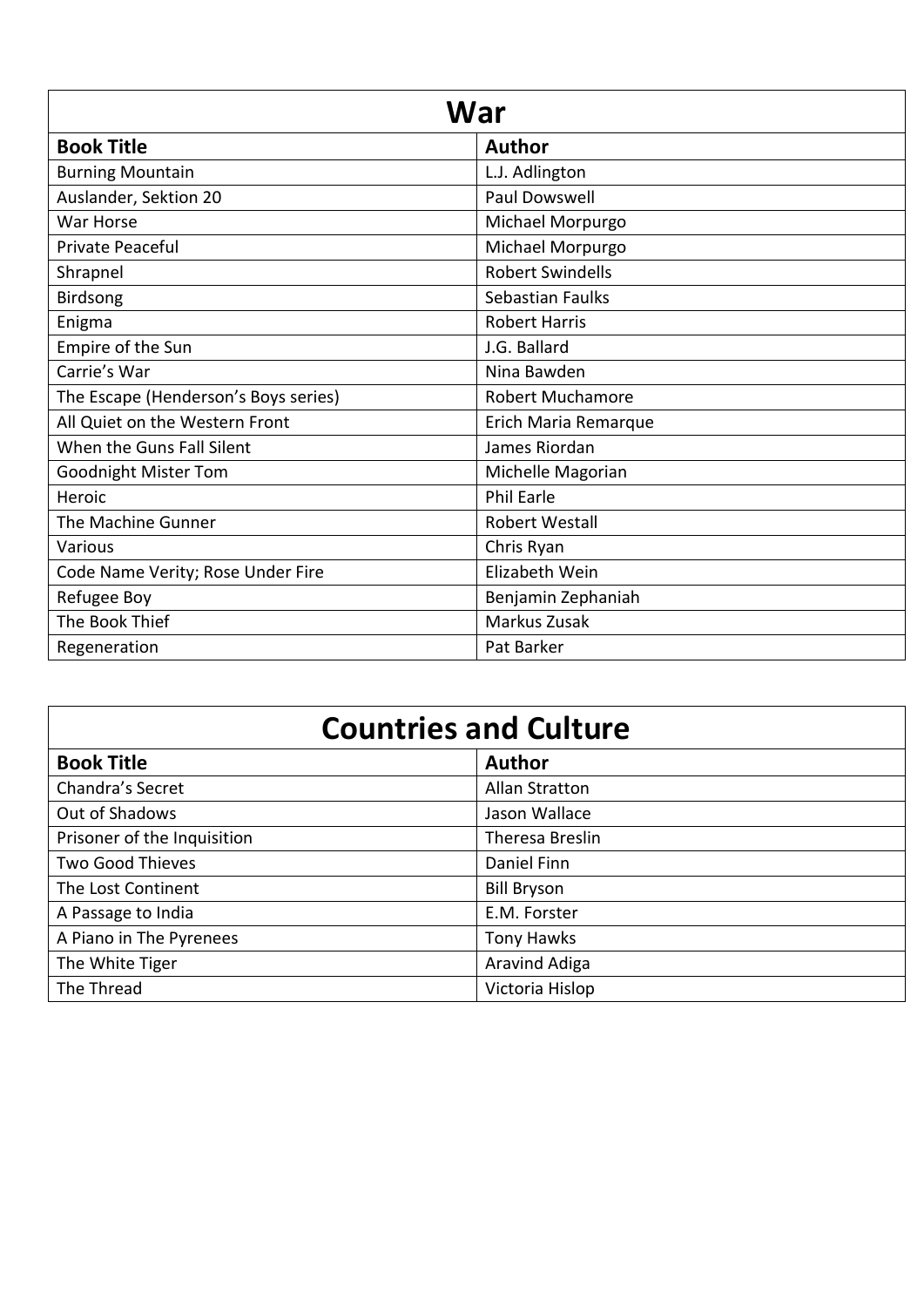## War

| Book Title | Author |
|---|---|
| Burning Mountain | L.J. Adlington |
| Auslander, Sektion 20 | Paul Dowswell |
| War Horse | Michael Morpurgo |
| Private Peaceful | Michael Morpurgo |
| Shrapnel | Robert Swindells |
| Birdsong | Sebastian Faulks |
| Enigma | Robert Harris |
| Empire of the Sun | J.G. Ballard |
| Carrie's War | Nina Bawden |
| The Escape (Henderson's Boys series) | Robert Muchamore |
| All Quiet on the Western Front | Erich Maria Remarque |
| When the Guns Fall Silent | James Riordan |
| Goodnight Mister Tom | Michelle Magorian |
| Heroic | Phil Earle |
| The Machine Gunner | Robert Westall |
| Various | Chris Ryan |
| Code Name Verity; Rose Under Fire | Elizabeth Wein |
| Refugee Boy | Benjamin Zephaniah |
| The Book Thief | Markus Zusak |
| Regeneration | Pat Barker |

## Countries and Culture

| Book Title | Author |
|---|---|
| Chandra's Secret | Allan Stratton |
| Out of Shadows | Jason Wallace |
| Prisoner of the Inquisition | Theresa Breslin |
| Two Good Thieves | Daniel Finn |
| The Lost Continent | Bill Bryson |
| A Passage to India | E.M. Forster |
| A Piano in The Pyrenees | Tony Hawks |
| The White Tiger | Aravind Adiga |
| The Thread | Victoria Hislop |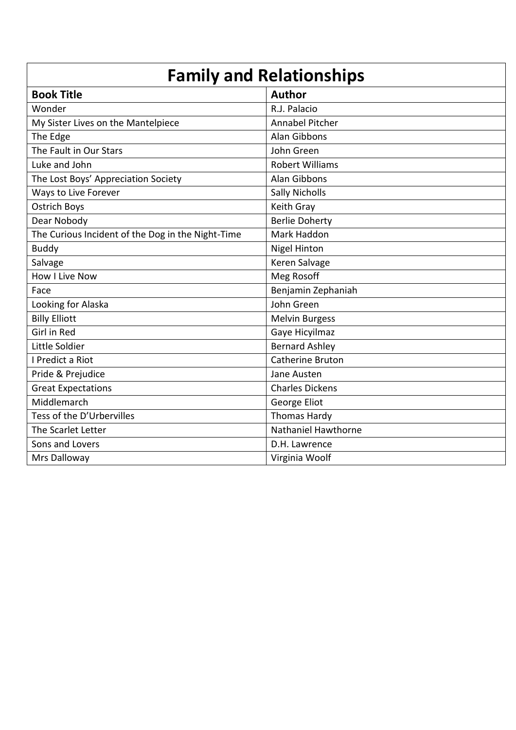| Family and Relationships | |
|---|---|
| **Book Title** | **Author** |
| Wonder | R.J. Palacio |
| My Sister Lives on the Mantelpiece | Annabel Pitcher |
| The Edge | Alan Gibbons |
| The Fault in Our Stars | John Green |
| Luke and John | Robert Williams |
| The Lost Boys' Appreciation Society | Alan Gibbons |
| Ways to Live Forever | Sally Nicholls |
| Ostrich Boys | Keith Gray |
| Dear Nobody | Berlie Doherty |
| The Curious Incident of the Dog in the Night-Time | Mark Haddon |
| Buddy | Nigel Hinton |
| Salvage | Keren Salvage |
| How I Live Now | Meg Rosoff |
| Face | Benjamin Zephaniah |
| Looking for Alaska | John Green |
| Billy Elliott | Melvin Burgess |
| Girl in Red | Gaye Hicyilmaz |
| Little Soldier | Bernard Ashley |
| I Predict a Riot | Catherine Bruton |
| Pride & Prejudice | Jane Austen |
| Great Expectations | Charles Dickens |
| Middlemarch | George Eliot |
| Tess of the D'Urbervilles | Thomas Hardy |
| The Scarlet Letter | Nathaniel Hawthorne |
| Sons and Lovers | D.H. Lawrence |
| Mrs Dalloway | Virginia Woolf |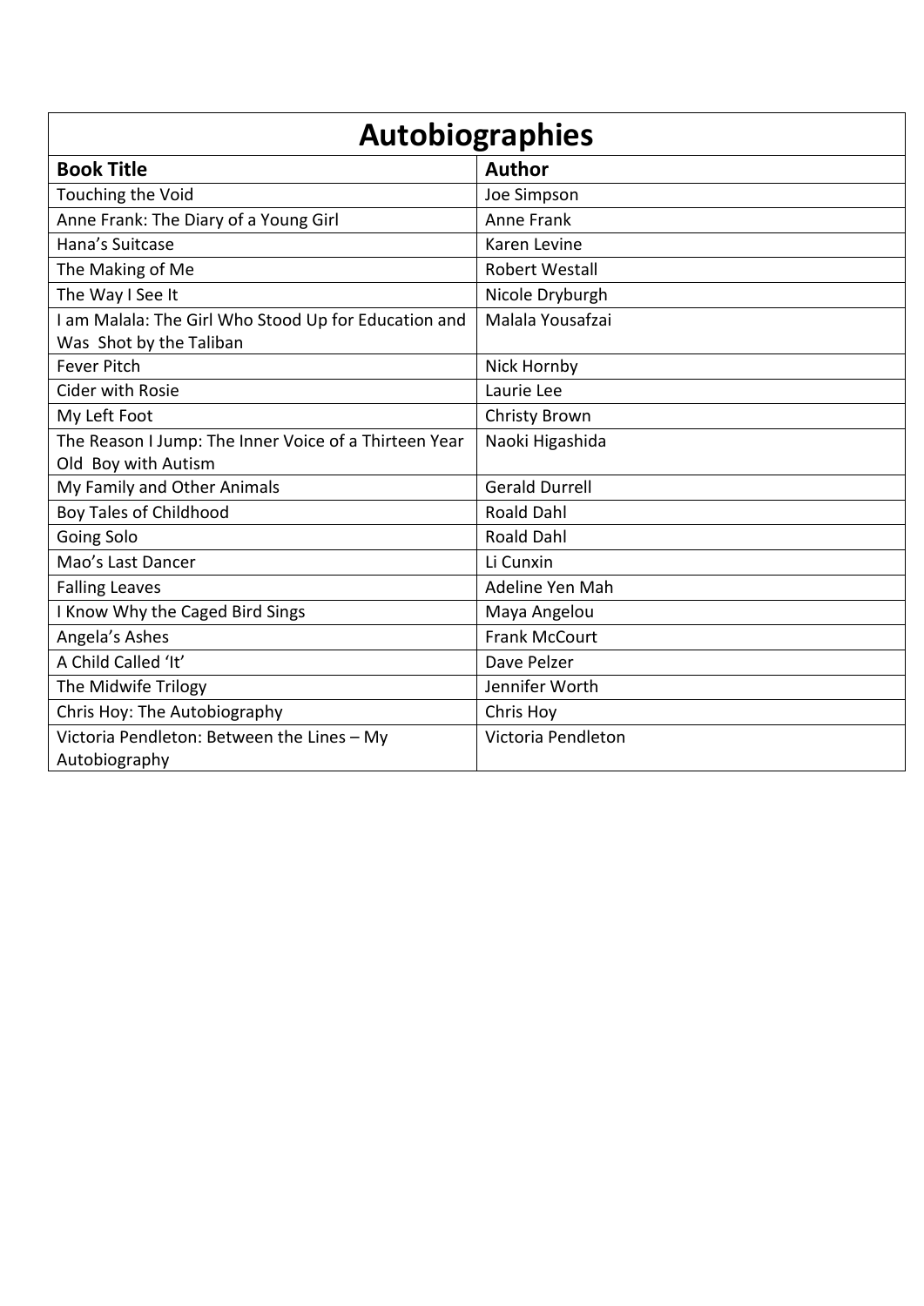| Autobiographies | |
|---|---|
| **Book Title** | **Author** |
| Touching the Void | Joe Simpson |
| Anne Frank: The Diary of a Young Girl | Anne Frank |
| Hana's Suitcase | Karen Levine |
| The Making of Me | Robert Westall |
| The Way I See It | Nicole Dryburgh |
| I am Malala: The Girl Who Stood Up for Education and Was Shot by the Taliban | Malala Yousafzai |
| Fever Pitch | Nick Hornby |
| Cider with Rosie | Laurie Lee |
| My Left Foot | Christy Brown |
| The Reason I Jump: The Inner Voice of a Thirteen Year Old Boy with Autism | Naoki Higashida |
| My Family and Other Animals | Gerald Durrell |
| Boy Tales of Childhood | Roald Dahl |
| Going Solo | Roald Dahl |
| Mao's Last Dancer | Li Cunxin |
| Falling Leaves | Adeline Yen Mah |
| I Know Why the Caged Bird Sings | Maya Angelou |
| Angela's Ashes | Frank McCourt |
| A Child Called 'It' | Dave Pelzer |
| The Midwife Trilogy | Jennifer Worth |
| Chris Hoy: The Autobiography | Chris Hoy |
| Victoria Pendleton: Between the Lines – My Autobiography | Victoria Pendleton |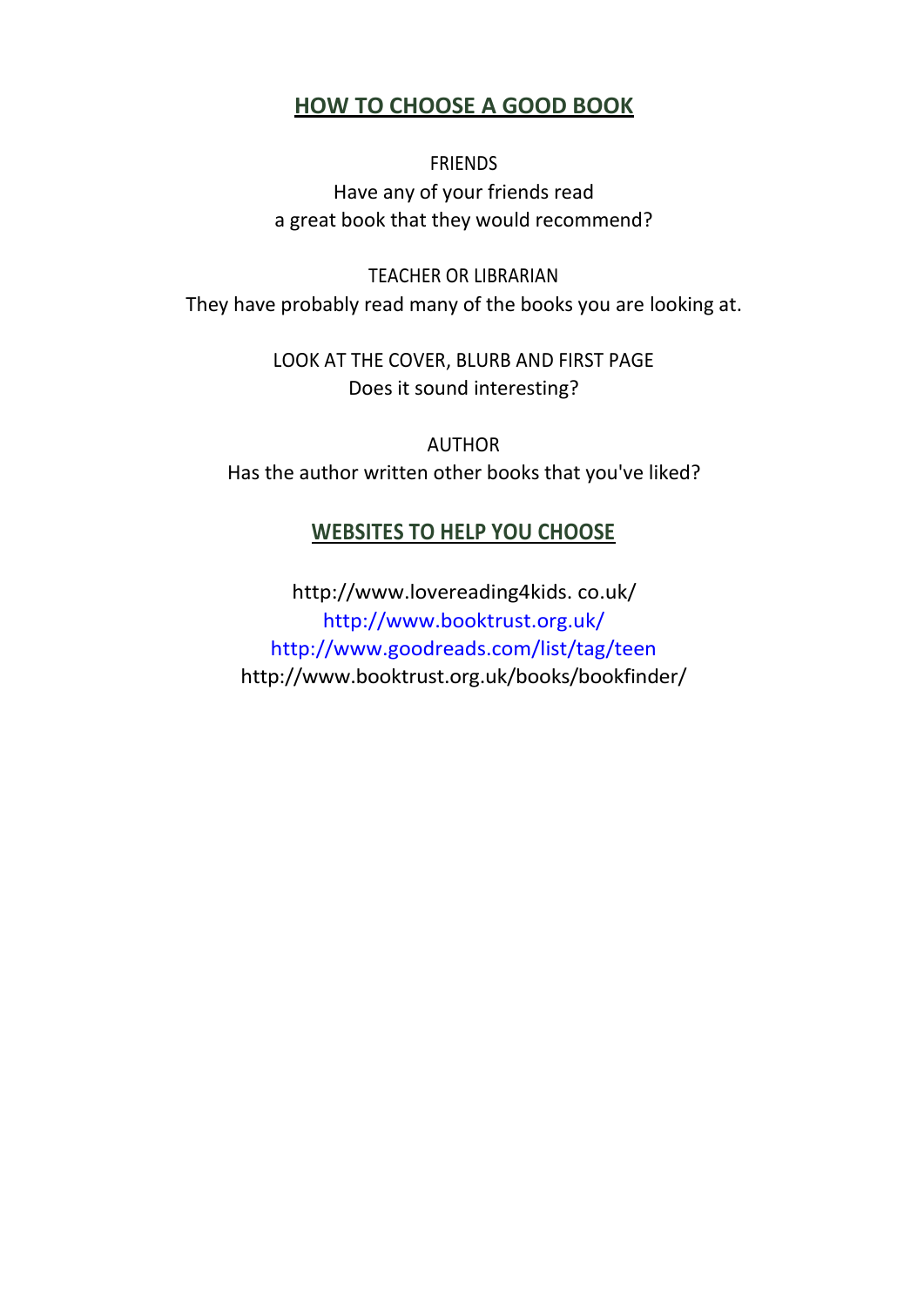## HOW TO CHOOSE A GOOD BOOK

FRIENDS

Have any of your friends read
a great book that they would recommend?

TEACHER OR LIBRARIAN

They have probably read many of the books you are looking at.

LOOK AT THE COVER, BLURB AND FIRST PAGE

Does it sound interesting?

AUTHOR

Has the author written other books that you've liked?

## WEBSITES TO HELP YOU CHOOSE

http://www.lovereading4kids. co.uk/
http://www.booktrust.org.uk/
http://www.goodreads.com/list/tag/teen
http://www.booktrust.org.uk/books/bookfinder/